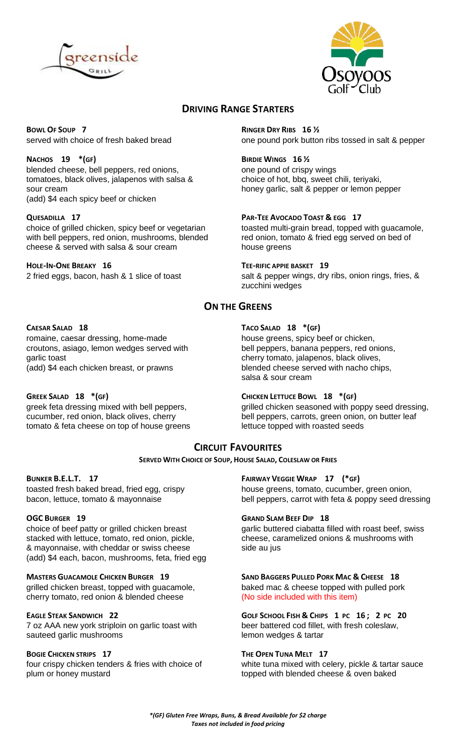## DRIVING RANGE STARTERS

**BOWL OF SOUP 7**
served with choice of fresh baked bread

**NACHOS 19 *(GF)**
blended cheese, bell peppers, red onions, tomatoes, black olives, jalapenos with salsa & sour cream
(add) $4 each spicy beef or chicken

**QUESADILLA 17**
choice of grilled chicken, spicy beef or vegetarian with bell peppers, red onion, mushrooms, blended cheese & served with salsa & sour cream

**HOLE-IN-ONE BREAKY 16**
2 fried eggs, bacon, hash & 1 slice of toast

**RINGER DRY RIBS 16 ½**
one pound pork button ribs tossed in salt & pepper

**BIRDIE WINGS 16 ½**
one pound of crispy wings
choice of hot, bbq, sweet chili, teriyaki, honey garlic, salt & pepper or lemon pepper

**PAR-TEE AVOCADO TOAST & EGG 17**
toasted multi-grain bread, topped with guacamole, red onion, tomato & fried egg served on bed of house greens

**TEE-RIFIC APPIE BASKET 19**
salt & pepper wings, dry ribs, onion rings, fries, & zucchini wedges

## ON THE GREENS

**CAESAR SALAD 18**
romaine, caesar dressing, home-made croutons, asiago, lemon wedges served with garlic toast
(add) $4 each chicken breast, or prawns

**GREEK SALAD 18 *(GF)**
greek feta dressing mixed with bell peppers, cucumber, red onion, black olives, cherry tomato & feta cheese on top of house greens

**TACO SALAD 18 *(GF)**
house greens, spicy beef or chicken, bell peppers, banana peppers, red onions, cherry tomato, jalapenos, black olives, blended cheese served with nacho chips, salsa & sour cream

**CHICKEN LETTUCE BOWL 18 *(GF)**
grilled chicken seasoned with poppy seed dressing, bell peppers, carrots, green onion, on butter leaf lettuce topped with roasted seeds

## CIRCUIT FAVOURITES

**SERVED WITH CHOICE OF SOUP, HOUSE SALAD, COLESLAW OR FRIES**

**BUNKER B.E.L.T. 17**
toasted fresh baked bread, fried egg, crispy bacon, lettuce, tomato & mayonnaise

**OGC BURGER 19**
choice of beef patty or grilled chicken breast stacked with lettuce, tomato, red onion, pickle, & mayonnaise, with cheddar or swiss cheese
(add) $4 each, bacon, mushrooms, feta, fried egg

**MASTERS GUACAMOLE CHICKEN BURGER 19**
grilled chicken breast, topped with guacamole, cherry tomato, red onion & blended cheese

**EAGLE STEAK SANDWICH 22**
7 oz AAA new york striploin on garlic toast with sauteed garlic mushrooms

**BOGIE CHICKEN STRIPS 17**
four crispy chicken tenders & fries with choice of plum or honey mustard

**FAIRWAY VEGGIE WRAP 17 (*GF)**
house greens, tomato, cucumber, green onion, bell peppers, carrot with feta & poppy seed dressing

**GRAND SLAM BEEF DIP 18**
garlic buttered ciabatta filled with roast beef, swiss cheese, caramelized onions & mushrooms with side au jus

**SAND BAGGERS PULLED PORK MAC & CHEESE 18**
baked mac & cheese topped with pulled pork
(No side included with this item)

**GOLF SCHOOL FISH & CHIPS 1 PC 16 ; 2 PC 20**
beer battered cod fillet, with fresh coleslaw, lemon wedges & tartar

**THE OPEN TUNA MELT 17**
white tuna mixed with celery, pickle & tartar sauce topped with blended cheese & oven baked

***(GF) Gluten Free Wraps, Buns, & Bread Available for $2 charge***
***Taxes not included in food pricing***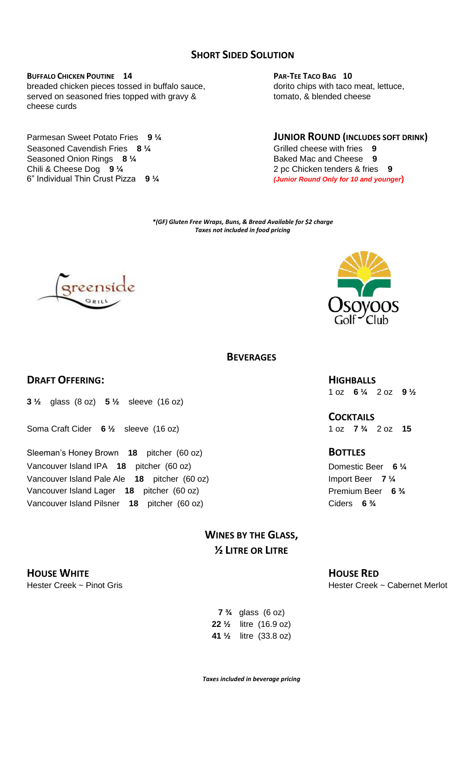## SHORT SIDED SOLUTION

**BUFFALO CHICKEN POUTINE 14**
breaded chicken pieces tossed in buffalo sauce, served on seasoned fries topped with gravy & cheese curds

**PAR-TEE TACO BAG 10**
dorito chips with taco meat, lettuce, tomato, & blended cheese

Parmesan Sweet Potato Fries **9 ¼**
Seasoned Cavendish Fries **8 ¼**
Seasoned Onion Rings **8 ¼**
Chili & Cheese Dog **9 ¼**
6" Individual Thin Crust Pizza **9 ¼**

### JUNIOR ROUND (INCLUDES SOFT DRINK)

Grilled cheese with fries **9**
Baked Mac and Cheese **9**
2 pc Chicken tenders & fries **9**
***(Junior Round Only for 10 and younger)***

*\*(GF) Gluten Free Wraps, Buns, & Bread Available for $2 charge*
*Taxes not included in food pricing*

greenside GRILL

Osoyoos Golf Club

## BEVERAGES

### DRAFT OFFERING:

**3 ½** glass (8 oz) **5 ½** sleeve (16 oz)

Soma Craft Cider **6 ½** sleeve (16 oz)

Sleeman's Honey Brown **18** pitcher (60 oz)
Vancouver Island IPA **18** pitcher (60 oz)
Vancouver Island Pale Ale **18** pitcher (60 oz)
Vancouver Island Lager **18** pitcher (60 oz)
Vancouver Island Pilsner **18** pitcher (60 oz)

### HIGHBALLS

1 oz **6 ¼** 2 oz **9 ½**

### COCKTAILS

1 oz **7 ¾** 2 oz **15**

### BOTTLES

Domestic Beer **6 ¼**
Import Beer **7 ¼**
Premium Beer **6 ¾**
Ciders **6 ¾**

## WINES BY THE GLASS, ½ LITRE OR LITRE

### HOUSE WHITE

Hester Creek ~ Pinot Gris

### HOUSE RED

Hester Creek ~ Cabernet Merlot

**7 ¾** glass (6 oz)
**22 ½** litre (16.9 oz)
**41 ½** litre (33.8 oz)

*Taxes included in beverage pricing*